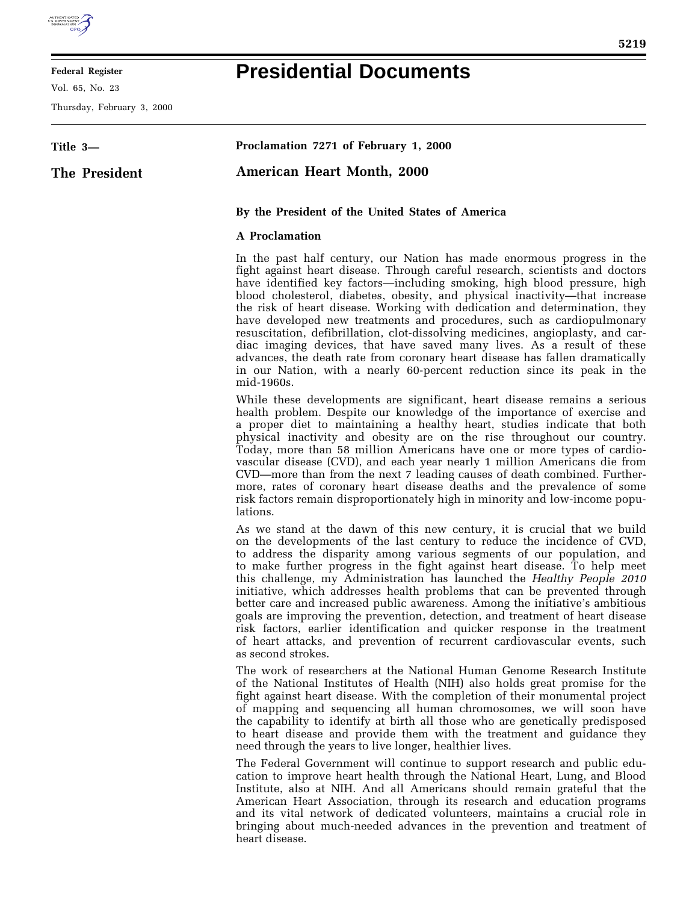**Title 3—**

**The President**

**Proclamation 7271 of February 1, 2000**

# American Heart Month, 2000

**By the President of the United States of America**

**A Proclamation**

In the past half century, our Nation has made enormous progress in the fight against heart disease. Through careful research, scientists and doctors have identified key factors—including smoking, high blood pressure, high blood cholesterol, diabetes, obesity, and physical inactivity—that increase the risk of heart disease. Working with dedication and determination, they have developed new treatments and procedures, such as cardiopulmonary resuscitation, defibrillation, clot-dissolving medicines, angioplasty, and cardiac imaging devices, that have saved many lives. As a result of these advances, the death rate from coronary heart disease has fallen dramatically in our Nation, with a nearly 60-percent reduction since its peak in the mid-1960s.

While these developments are significant, heart disease remains a serious health problem. Despite our knowledge of the importance of exercise and a proper diet to maintaining a healthy heart, studies indicate that both physical inactivity and obesity are on the rise throughout our country. Today, more than 58 million Americans have one or more types of cardiovascular disease (CVD), and each year nearly 1 million Americans die from CVD—more than from the next 7 leading causes of death combined. Furthermore, rates of coronary heart disease deaths and the prevalence of some risk factors remain disproportionately high in minority and low-income populations.

As we stand at the dawn of this new century, it is crucial that we build on the developments of the last century to reduce the incidence of CVD, to address the disparity among various segments of our population, and to make further progress in the fight against heart disease. To help meet this challenge, my Administration has launched the *Healthy People 2010* initiative, which addresses health problems that can be prevented through better care and increased public awareness. Among the initiative's ambitious goals are improving the prevention, detection, and treatment of heart disease risk factors, earlier identification and quicker response in the treatment of heart attacks, and prevention of recurrent cardiovascular events, such as second strokes.

The work of researchers at the National Human Genome Research Institute of the National Institutes of Health (NIH) also holds great promise for the fight against heart disease. With the completion of their monumental project of mapping and sequencing all human chromosomes, we will soon have the capability to identify at birth all those who are genetically predisposed to heart disease and provide them with the treatment and guidance they need through the years to live longer, healthier lives.

The Federal Government will continue to support research and public education to improve heart health through the National Heart, Lung, and Blood Institute, also at NIH. And all Americans should remain grateful that the American Heart Association, through its research and education programs and its vital network of dedicated volunteers, maintains a crucial role in bringing about much-needed advances in the prevention and treatment of heart disease.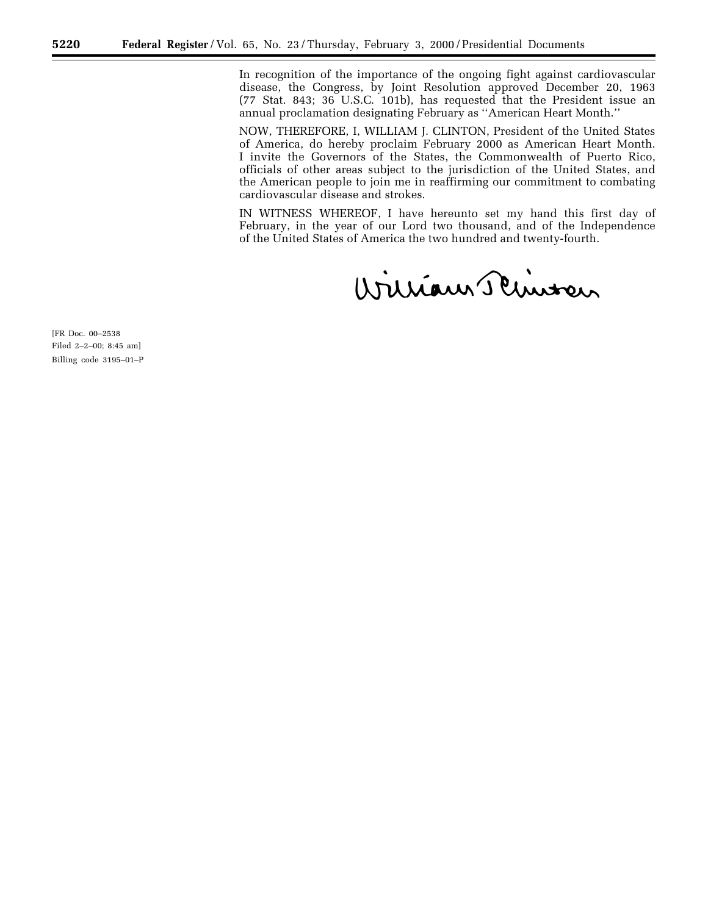In recognition of the importance of the ongoing fight against cardiovascular disease, the Congress, by Joint Resolution approved December 20, 1963 (77 Stat. 843; 36 U.S.C. 101b), has requested that the President issue an annual proclamation designating February as ''American Heart Month.''

NOW, THEREFORE, I, WILLIAM J. CLINTON, President of the United States of America, do hereby proclaim February 2000 as American Heart Month. I invite the Governors of the States, the Commonwealth of Puerto Rico, officials of other areas subject to the jurisdiction of the United States, and the American people to join me in reaffirming our commitment to combating cardiovascular disease and strokes.

IN WITNESS WHEREOF, I have hereunto set my hand this first day of February, in the year of our Lord two thousand, and of the Independence of the United States of America the two hundred and twenty-fourth.

William J. Clinton

[FR Doc. 00–2538
Filed 2–2–00; 8:45 am]
Billing code 3195–01–P